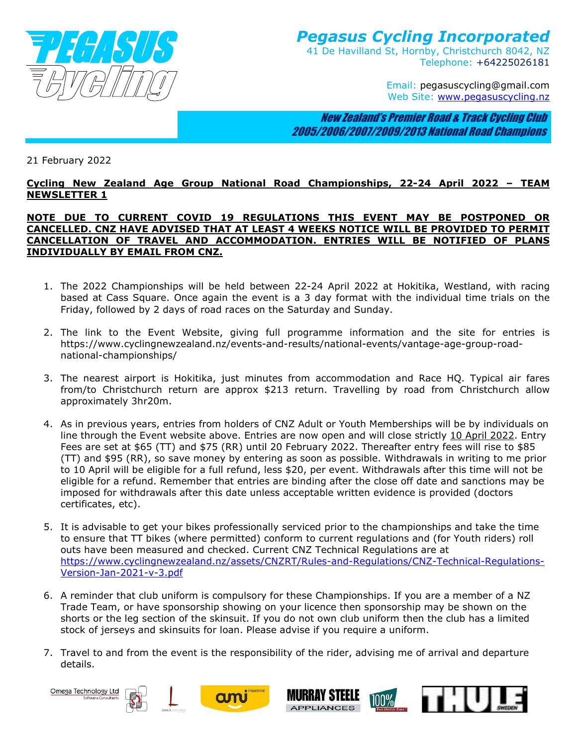# Pegasus Cycling Incorporated

41 De Havilland St, Hornby, Christchurch 8042, NZ
Telephone: +64225026181

Email: pegasuscycling@gmail.com
Web Site: www.pegasuscycling.nz

***New Zealand's Premier Road & Track Cycling Club***
***2005/2006/2007/2009/2013 National Road Champions***

21 February 2022

**Cycling New Zealand Age Group National Road Championships, 22-24 April 2022 – TEAM NEWSLETTER 1**

**NOTE DUE TO CURRENT COVID 19 REGULATIONS THIS EVENT MAY BE POSTPONED OR CANCELLED. CNZ HAVE ADVISED THAT AT LEAST 4 WEEKS NOTICE WILL BE PROVIDED TO PERMIT CANCELLATION OF TRAVEL AND ACCOMMODATION. ENTRIES WILL BE NOTIFIED OF PLANS INDIVIDUALLY BY EMAIL FROM CNZ.**

1. The 2022 Championships will be held between 22-24 April 2022 at Hokitika, Westland, with racing based at Cass Square. Once again the event is a 3 day format with the individual time trials on the Friday, followed by 2 days of road races on the Saturday and Sunday.

2. The link to the Event Website, giving full programme information and the site for entries is https://www.cyclingnewzealand.nz/events-and-results/national-events/vantage-age-group-road-national-championships/

3. The nearest airport is Hokitika, just minutes from accommodation and Race HQ. Typical air fares from/to Christchurch return are approx $213 return. Travelling by road from Christchurch allow approximately 3hr20m.

4. As in previous years, entries from holders of CNZ Adult or Youth Memberships will be by individuals on line through the Event website above. Entries are now open and will close strictly 10 April 2022. Entry Fees are set at $65 (TT) and $75 (RR) until 20 February 2022. Thereafter entry fees will rise to $85 (TT) and $95 (RR), so save money by entering as soon as possible. Withdrawals in writing to me prior to 10 April will be eligible for a full refund, less $20, per event. Withdrawals after this time will not be eligible for a refund. Remember that entries are binding after the close off date and sanctions may be imposed for withdrawals after this date unless acceptable written evidence is provided (doctors certificates, etc).

5. It is advisable to get your bikes professionally serviced prior to the championships and take the time to ensure that TT bikes (where permitted) conform to current regulations and (for Youth riders) roll outs have been measured and checked. Current CNZ Technical Regulations are at https://www.cyclingnewzealand.nz/assets/CNZRT/Rules-and-Regulations/CNZ-Technical-Regulations-Version-Jan-2021-v-3.pdf

6. A reminder that club uniform is compulsory for these Championships. If you are a member of a NZ Trade Team, or have sponsorship showing on your licence then sponsorship may be shown on the shorts or the leg section of the skinsuit. If you do not own club uniform then the club has a limited stock of jerseys and skinsuits for loan. Please advise if you require a uniform.

7. Travel to and from the event is the responsibility of the rider, advising me of arrival and departure details.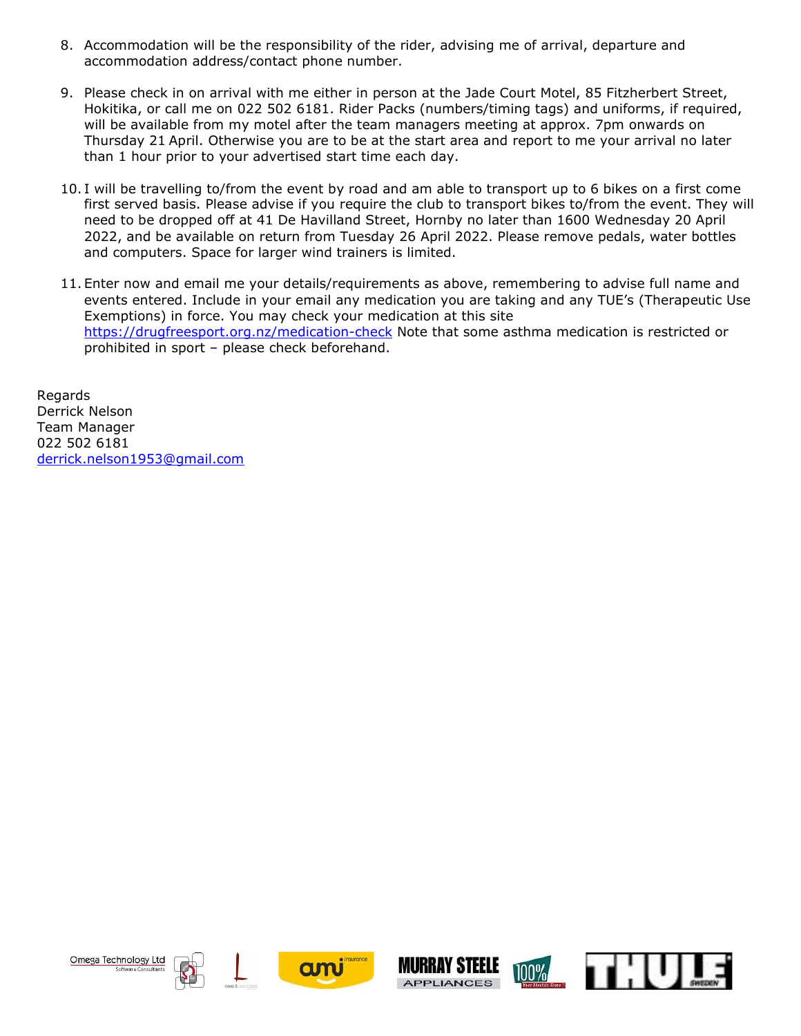8. Accommodation will be the responsibility of the rider, advising me of arrival, departure and accommodation address/contact phone number.

9. Please check in on arrival with me either in person at the Jade Court Motel, 85 Fitzherbert Street, Hokitika, or call me on 022 502 6181. Rider Packs (numbers/timing tags) and uniforms, if required, will be available from my motel after the team managers meeting at approx. 7pm onwards on Thursday 21 April. Otherwise you are to be at the start area and report to me your arrival no later than 1 hour prior to your advertised start time each day.

10. I will be travelling to/from the event by road and am able to transport up to 6 bikes on a first come first served basis. Please advise if you require the club to transport bikes to/from the event. They will need to be dropped off at 41 De Havilland Street, Hornby no later than 1600 Wednesday 20 April 2022, and be available on return from Tuesday 26 April 2022. Please remove pedals, water bottles and computers. Space for larger wind trainers is limited.

11. Enter now and email me your details/requirements as above, remembering to advise full name and events entered. Include in your email any medication you are taking and any TUE's (Therapeutic Use Exemptions) in force. You may check your medication at this site https://drugfreesport.org.nz/medication-check Note that some asthma medication is restricted or prohibited in sport – please check beforehand.

Regards
Derrick Nelson
Team Manager
022 502 6181
derrick.nelson1953@gmail.com

Omega Technology Ltd
Software Consultants

ami insurance

MURRAY STEELE
APPLIANCES

100%

THULE
SWEDEN